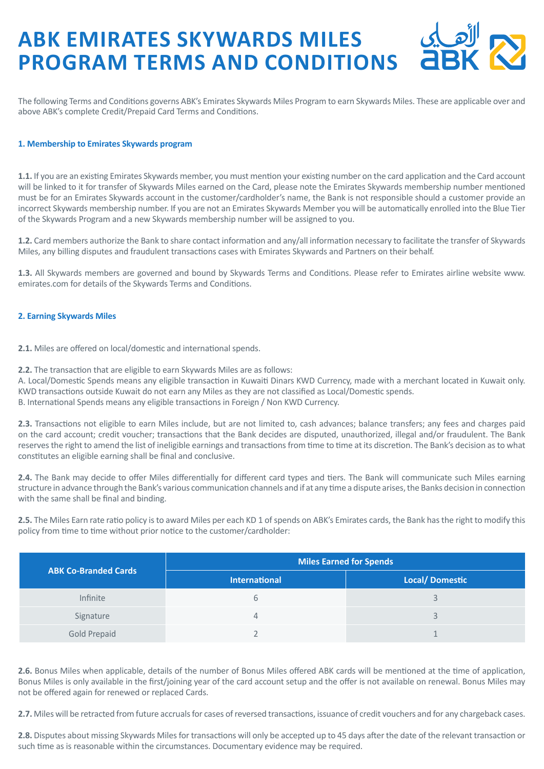# ABK EMIRATES SKYWARDS MILES PROGRAM TERMS AND CONDITIONS

The following Terms and Conditions governs ABK's Emirates Skywards Miles Program to earn Skywards Miles. These are applicable over and above ABK's complete Credit/Prepaid Card Terms and Conditions.

## 1. Membership to Emirates Skywards program

**1.1.** If you are an existing Emirates Skywards member, you must mention your existing number on the card application and the Card account will be linked to it for transfer of Skywards Miles earned on the Card, please note the Emirates Skywards membership number mentioned must be for an Emirates Skywards account in the customer/cardholder's name, the Bank is not responsible should a customer provide an incorrect Skywards membership number. If you are not an Emirates Skywards Member you will be automatically enrolled into the Blue Tier of the Skywards Program and a new Skywards membership number will be assigned to you.

**1.2.** Card members authorize the Bank to share contact information and any/all information necessary to facilitate the transfer of Skywards Miles, any billing disputes and fraudulent transactions cases with Emirates Skywards and Partners on their behalf.

**1.3.** All Skywards members are governed and bound by Skywards Terms and Conditions. Please refer to Emirates airline website www.emirates.com for details of the Skywards Terms and Conditions.

## 2. Earning Skywards Miles

**2.1.** Miles are offered on local/domestic and international spends.

**2.2.** The transaction that are eligible to earn Skywards Miles are as follows:
A. Local/Domestic Spends means any eligible transaction in Kuwaiti Dinars KWD Currency, made with a merchant located in Kuwait only. KWD transactions outside Kuwait do not earn any Miles as they are not classified as Local/Domestic spends.
B. International Spends means any eligible transactions in Foreign / Non KWD Currency.

**2.3.** Transactions not eligible to earn Miles include, but are not limited to, cash advances; balance transfers; any fees and charges paid on the card account; credit voucher; transactions that the Bank decides are disputed, unauthorized, illegal and/or fraudulent. The Bank reserves the right to amend the list of ineligible earnings and transactions from time to time at its discretion. The Bank's decision as to what constitutes an eligible earning shall be final and conclusive.

**2.4.** The Bank may decide to offer Miles differentially for different card types and tiers. The Bank will communicate such Miles earning structure in advance through the Bank's various communication channels and if at any time a dispute arises, the Banks decision in connection with the same shall be final and binding.

**2.5.** The Miles Earn rate ratio policy is to award Miles per each KD 1 of spends on ABK's Emirates cards, the Bank has the right to modify this policy from time to time without prior notice to the customer/cardholder:

| ABK Co-Branded Cards | Miles Earned for Spends | |
|---|---|---|
| | International | Local/ Domestic |
| Infinite | 6 | 3 |
| Signature | 4 | 3 |
| Gold Prepaid | 2 | 1 |

**2.6.** Bonus Miles when applicable, details of the number of Bonus Miles offered ABK cards will be mentioned at the time of application, Bonus Miles is only available in the first/joining year of the card account setup and the offer is not available on renewal. Bonus Miles may not be offered again for renewed or replaced Cards.

**2.7.** Miles will be retracted from future accruals for cases of reversed transactions, issuance of credit vouchers and for any chargeback cases.

**2.8.** Disputes about missing Skywards Miles for transactions will only be accepted up to 45 days after the date of the relevant transaction or such time as is reasonable within the circumstances. Documentary evidence may be required.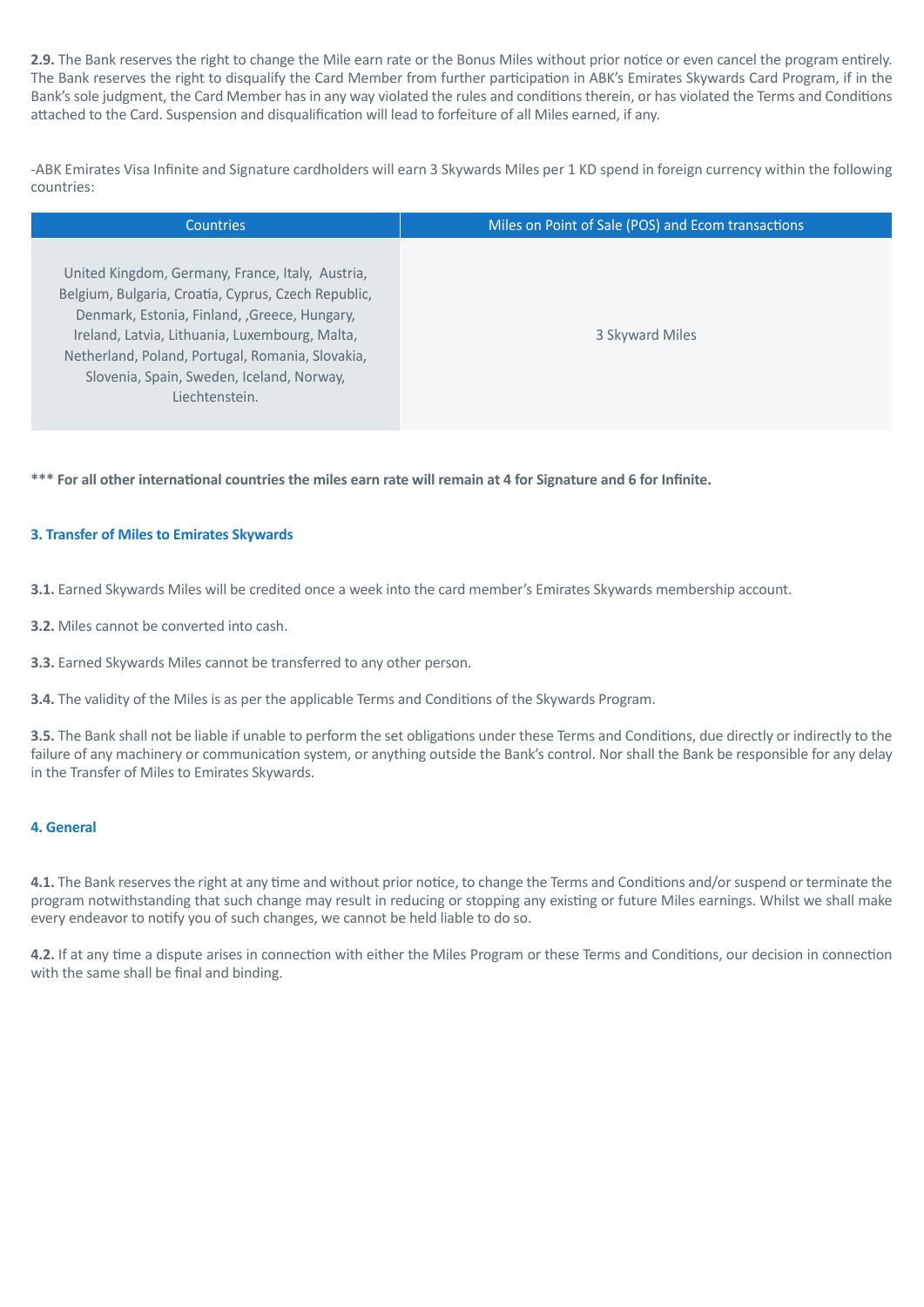**2.9.** The Bank reserves the right to change the Mile earn rate or the Bonus Miles without prior notice or even cancel the program entirely. The Bank reserves the right to disqualify the Card Member from further participation in ABK's Emirates Skywards Card Program, if in the Bank's sole judgment, the Card Member has in any way violated the rules and conditions therein, or has violated the Terms and Conditions attached to the Card. Suspension and disqualification will lead to forfeiture of all Miles earned, if any.

-ABK Emirates Visa Infinite and Signature cardholders will earn 3 Skywards Miles per 1 KD spend in foreign currency within the following countries:

| Countries | Miles on Point of Sale (POS) and Ecom transactions |
|---|---|
| United Kingdom, Germany, France, Italy, Austria, Belgium, Bulgaria, Croatia, Cyprus, Czech Republic, Denmark, Estonia, Finland, ,Greece, Hungary, Ireland, Latvia, Lithuania, Luxembourg, Malta, Netherland, Poland, Portugal, Romania, Slovakia, Slovenia, Spain, Sweden, Iceland, Norway, Liechtenstein. | 3 Skyward Miles |

**\*\*\* For all other international countries the miles earn rate will remain at 4 for Signature and 6 for Infinite.**

### 3. Transfer of Miles to Emirates Skywards

**3.1.** Earned Skywards Miles will be credited once a week into the card member's Emirates Skywards membership account.

**3.2.** Miles cannot be converted into cash.

**3.3.** Earned Skywards Miles cannot be transferred to any other person.

**3.4.** The validity of the Miles is as per the applicable Terms and Conditions of the Skywards Program.

**3.5.** The Bank shall not be liable if unable to perform the set obligations under these Terms and Conditions, due directly or indirectly to the failure of any machinery or communication system, or anything outside the Bank's control. Nor shall the Bank be responsible for any delay in the Transfer of Miles to Emirates Skywards.

### 4. General

**4.1.** The Bank reserves the right at any time and without prior notice, to change the Terms and Conditions and/or suspend or terminate the program notwithstanding that such change may result in reducing or stopping any existing or future Miles earnings. Whilst we shall make every endeavor to notify you of such changes, we cannot be held liable to do so.

**4.2.** If at any time a dispute arises in connection with either the Miles Program or these Terms and Conditions, our decision in connection with the same shall be final and binding.